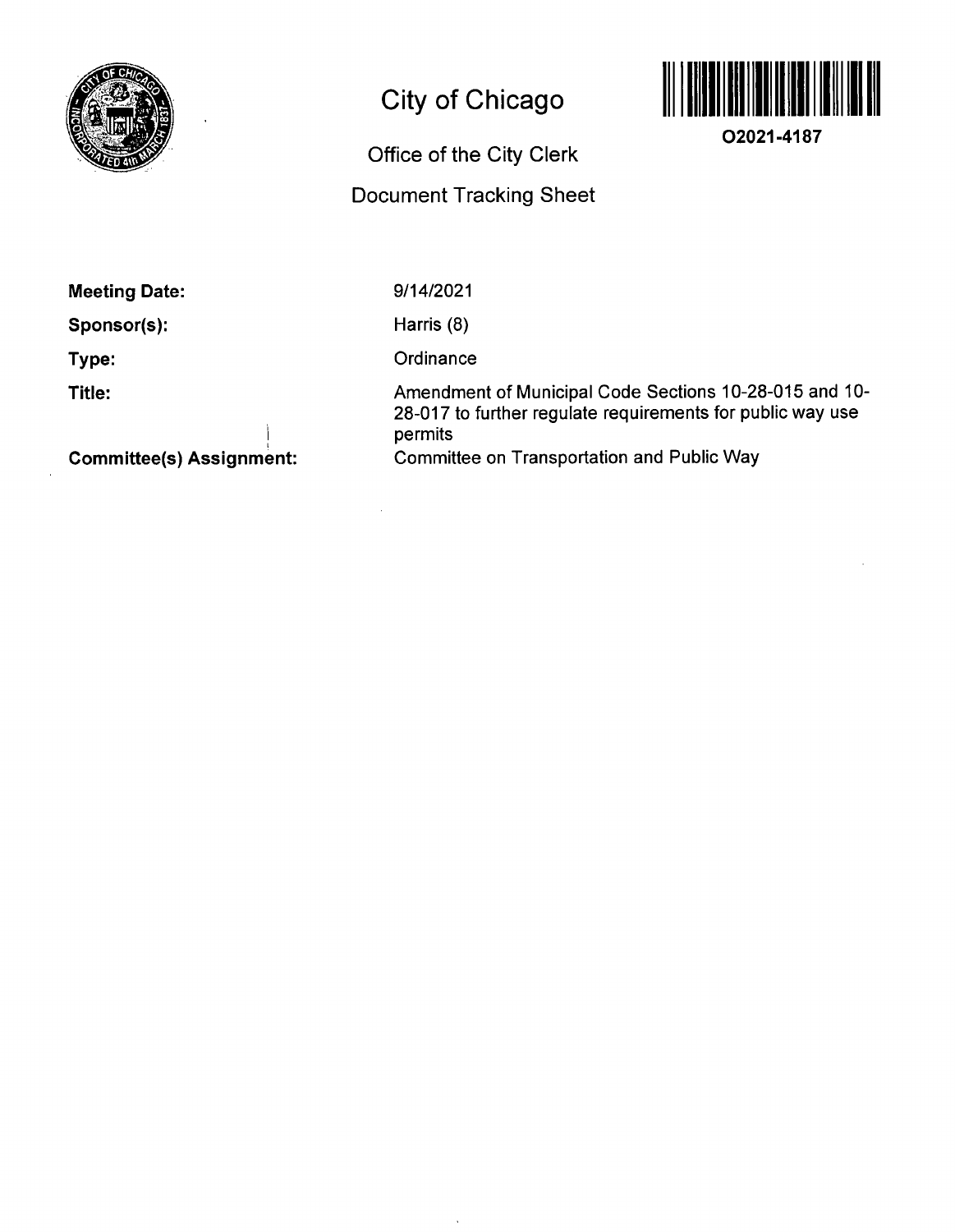# City of Chicago

## Office of the City Clerk

## Document Tracking Sheet

**O2021-4187**

**Meeting Date:** 9/14/2021

**Sponsor(s):** Harris (8)

**Type:** Ordinance

**Title:** Amendment of Municipal Code Sections 10-28-015 and 10-28-017 to further regulate requirements for public way use permits

**Committee(s) Assignment:** Committee on Transportation and Public Way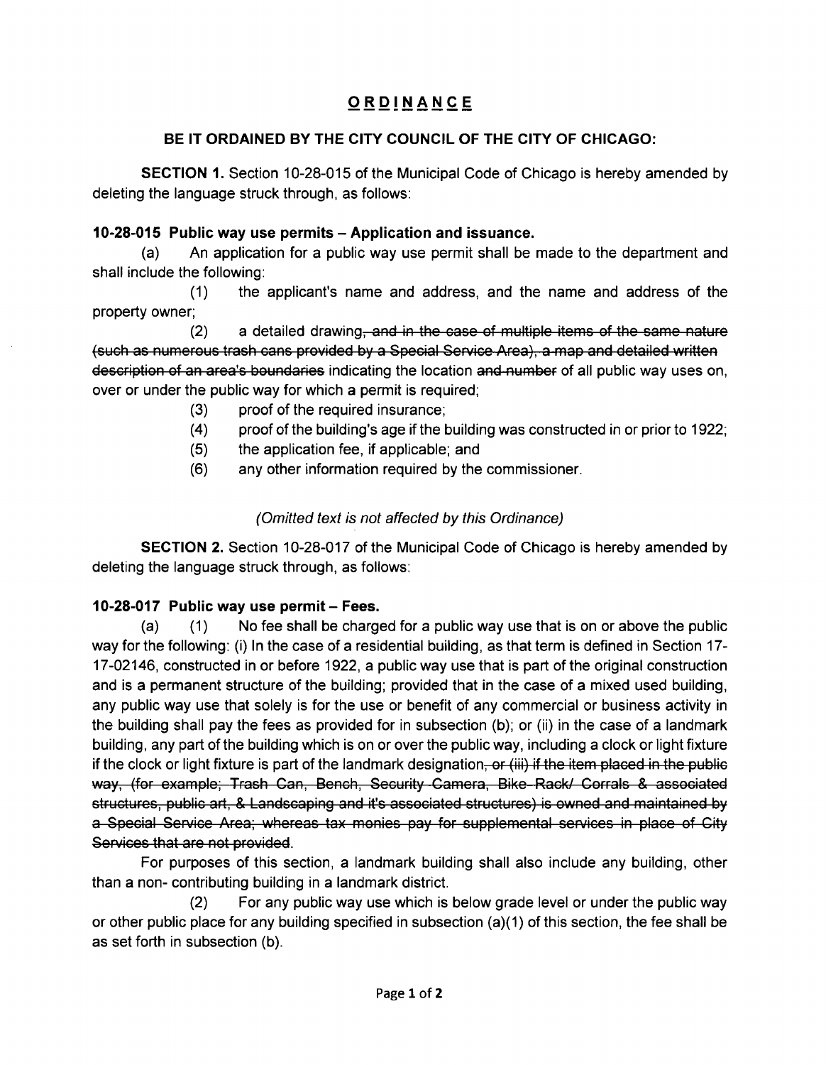# ORDINANCE

**BE IT ORDAINED BY THE CITY COUNCIL OF THE CITY OF CHICAGO:**

**SECTION 1.** Section 10-28-015 of the Municipal Code of Chicago is hereby amended by deleting the language struck through, as follows:

**10-28-015 Public way use permits – Application and issuance.**

(a) An application for a public way use permit shall be made to the department and shall include the following:

(1) the applicant's name and address, and the name and address of the property owner;

(2) a detailed drawing~~, and in the case of multiple items of the same nature (such as numerous trash cans provided by a Special Service Area), a map and detailed written description of an area's boundaries~~ indicating the location ~~and number~~ of all public way uses on, over or under the public way for which a permit is required;

(3) proof of the required insurance;

(4) proof of the building's age if the building was constructed in or prior to 1922;

(5) the application fee, if applicable; and

(6) any other information required by the commissioner.

*(Omitted text is not affected by this Ordinance)*

**SECTION 2.** Section 10-28-017 of the Municipal Code of Chicago is hereby amended by deleting the language struck through, as follows:

**10-28-017 Public way use permit – Fees.**

(a) (1) No fee shall be charged for a public way use that is on or above the public way for the following: (i) In the case of a residential building, as that term is defined in Section 17-17-02146, constructed in or before 1922, a public way use that is part of the original construction and is a permanent structure of the building; provided that in the case of a mixed used building, any public way use that solely is for the use or benefit of any commercial or business activity in the building shall pay the fees as provided for in subsection (b); or (ii) in the case of a landmark building, any part of the building which is on or over the public way, including a clock or light fixture if the clock or light fixture is part of the landmark designation~~, or (iii) if the item placed in the public way, (for example; Trash Can, Bench, Security Camera, Bike Rack/ Corrals & associated structures, public art, & Landscaping and it's associated structures) is owned and maintained by a Special Service Area; whereas tax monies pay for supplemental services in place of City Services that are not provided~~.

For purposes of this section, a landmark building shall also include any building, other than a non- contributing building in a landmark district.

(2) For any public way use which is below grade level or under the public way or other public place for any building specified in subsection (a)(1) of this section, the fee shall be as set forth in subsection (b).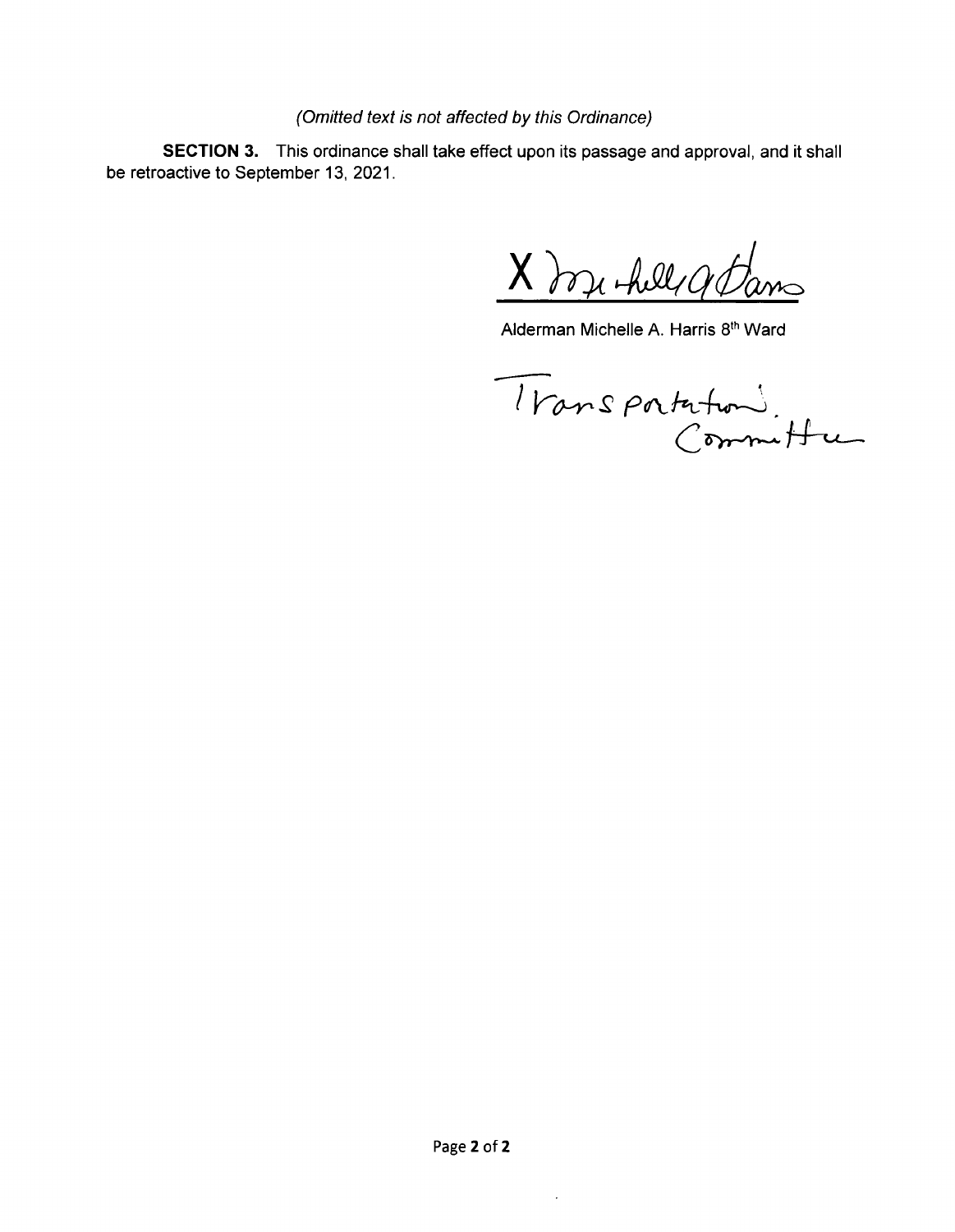*(Omitted text is not affected by this Ordinance)*

**SECTION 3.** This ordinance shall take effect upon its passage and approval, and it shall be retroactive to September 13, 2021.

X Michelle A. Harris

Alderman Michelle A. Harris 8th Ward

Transportation Committee